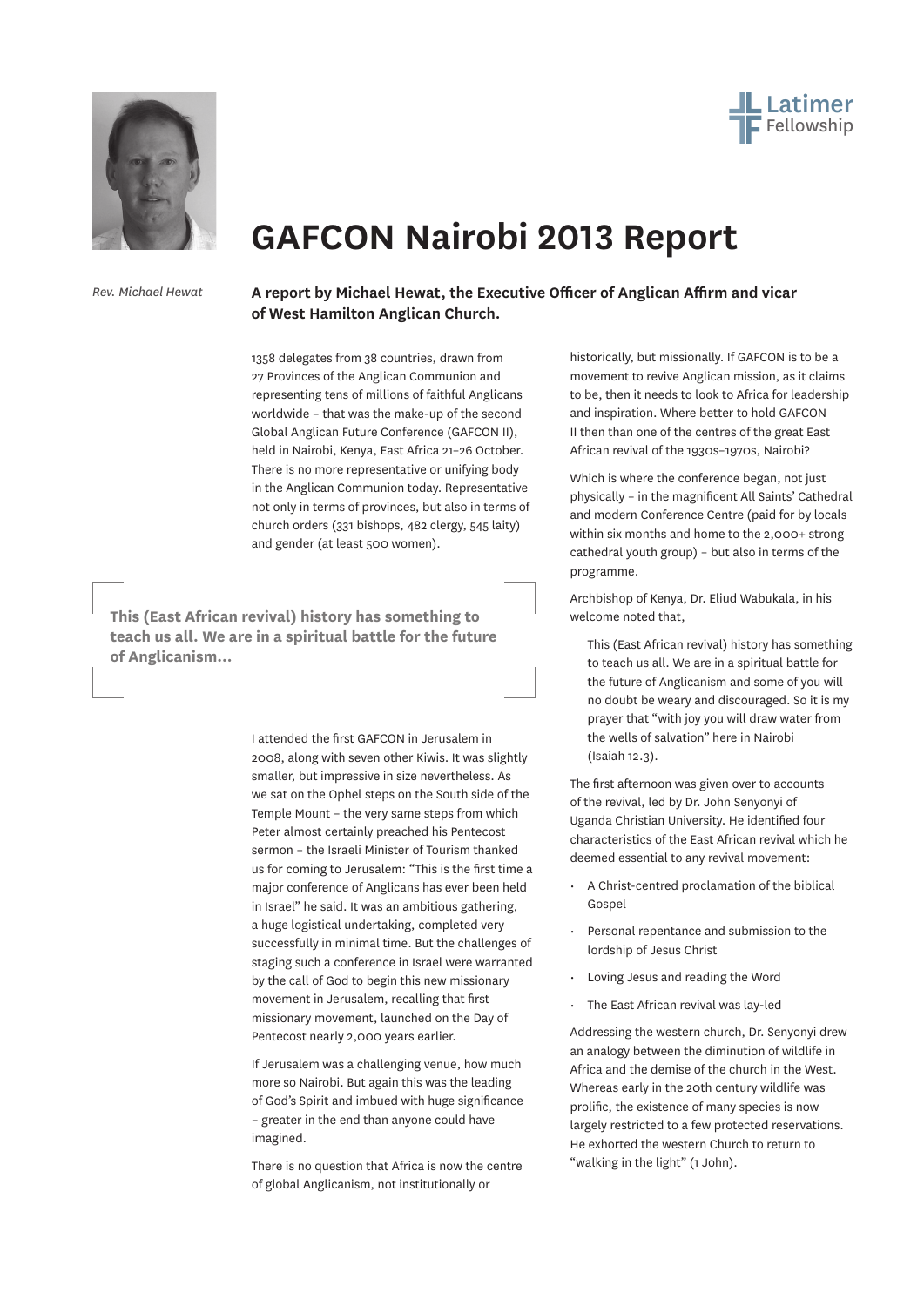Latimer Fellowship

# GAFCON Nairobi 2013 Report

*Rev. Michael Hewat*

**A report by Michael Hewat, the Executive Officer of Anglican Affirm and vicar of West Hamilton Anglican Church.**

1358 delegates from 38 countries, drawn from 27 Provinces of the Anglican Communion and representing tens of millions of faithful Anglicans worldwide – that was the make-up of the second Global Anglican Future Conference (GAFCON II), held in Nairobi, Kenya, East Africa 21–26 October. There is no more representative or unifying body in the Anglican Communion today. Representative not only in terms of provinces, but also in terms of church orders (331 bishops, 482 clergy, 545 laity) and gender (at least 500 women).

> **This (East African revival) history has something to teach us all. We are in a spiritual battle for the future of Anglicanism…**

I attended the first GAFCON in Jerusalem in 2008, along with seven other Kiwis. It was slightly smaller, but impressive in size nevertheless. As we sat on the Ophel steps on the South side of the Temple Mount – the very same steps from which Peter almost certainly preached his Pentecost sermon – the Israeli Minister of Tourism thanked us for coming to Jerusalem: "This is the first time a major conference of Anglicans has ever been held in Israel" he said. It was an ambitious gathering, a huge logistical undertaking, completed very successfully in minimal time. But the challenges of staging such a conference in Israel were warranted by the call of God to begin this new missionary movement in Jerusalem, recalling that first missionary movement, launched on the Day of Pentecost nearly 2,000 years earlier.

If Jerusalem was a challenging venue, how much more so Nairobi. But again this was the leading of God's Spirit and imbued with huge significance – greater in the end than anyone could have imagined.

There is no question that Africa is now the centre of global Anglicanism, not institutionally or historically, but missionally. If GAFCON is to be a movement to revive Anglican mission, as it claims to be, then it needs to look to Africa for leadership and inspiration. Where better to hold GAFCON II then than one of the centres of the great East African revival of the 1930s–1970s, Nairobi?

Which is where the conference began, not just physically – in the magnificent All Saints' Cathedral and modern Conference Centre (paid for by locals within six months and home to the 2,000+ strong cathedral youth group) – but also in terms of the programme.

Archbishop of Kenya, Dr. Eliud Wabukala, in his welcome noted that,

> This (East African revival) history has something to teach us all. We are in a spiritual battle for the future of Anglicanism and some of you will no doubt be weary and discouraged. So it is my prayer that "with joy you will draw water from the wells of salvation" here in Nairobi (Isaiah 12.3).

The first afternoon was given over to accounts of the revival, led by Dr. John Senyonyi of Uganda Christian University. He identified four characteristics of the East African revival which he deemed essential to any revival movement:

- A Christ-centred proclamation of the biblical Gospel
- Personal repentance and submission to the lordship of Jesus Christ
- Loving Jesus and reading the Word
- The East African revival was lay-led

Addressing the western church, Dr. Senyonyi drew an analogy between the diminution of wildlife in Africa and the demise of the church in the West. Whereas early in the 20th century wildlife was prolific, the existence of many species is now largely restricted to a few protected reservations. He exhorted the western Church to return to "walking in the light" (1 John).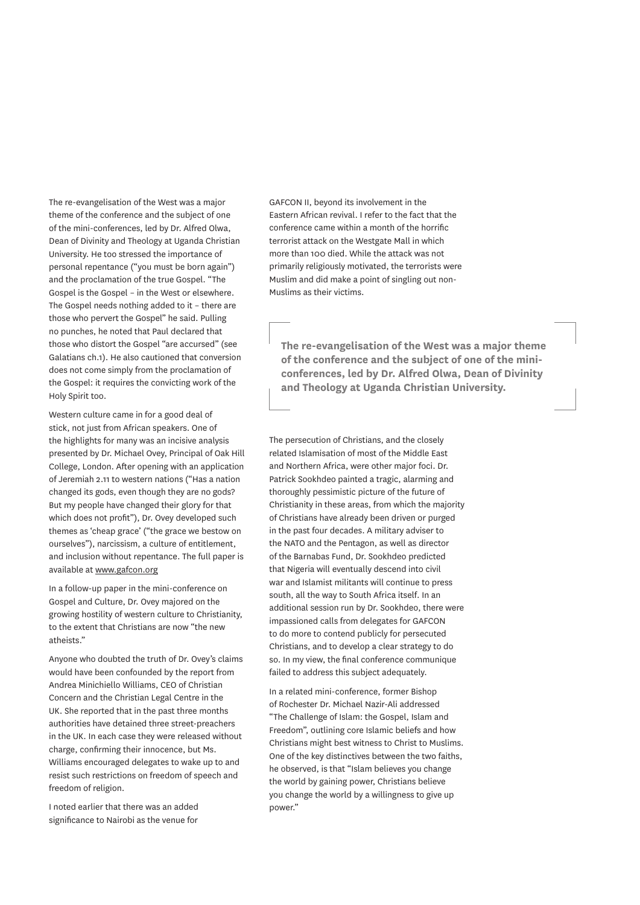The re-evangelisation of the West was a major theme of the conference and the subject of one of the mini-conferences, led by Dr. Alfred Olwa, Dean of Divinity and Theology at Uganda Christian University. He too stressed the importance of personal repentance ("you must be born again") and the proclamation of the true Gospel. "The Gospel is the Gospel – in the West or elsewhere. The Gospel needs nothing added to it – there are those who pervert the Gospel" he said. Pulling no punches, he noted that Paul declared that those who distort the Gospel "are accursed" (see Galatians ch.1). He also cautioned that conversion does not come simply from the proclamation of the Gospel: it requires the convicting work of the Holy Spirit too.

Western culture came in for a good deal of stick, not just from African speakers. One of the highlights for many was an incisive analysis presented by Dr. Michael Ovey, Principal of Oak Hill College, London. After opening with an application of Jeremiah 2.11 to western nations ("Has a nation changed its gods, even though they are no gods? But my people have changed their glory for that which does not profit"), Dr. Ovey developed such themes as 'cheap grace' ("the grace we bestow on ourselves"), narcissism, a culture of entitlement, and inclusion without repentance. The full paper is available at www.gafcon.org

In a follow-up paper in the mini-conference on Gospel and Culture, Dr. Ovey majored on the growing hostility of western culture to Christianity, to the extent that Christians are now "the new atheists."

Anyone who doubted the truth of Dr. Ovey's claims would have been confounded by the report from Andrea Minichiello Williams, CEO of Christian Concern and the Christian Legal Centre in the UK. She reported that in the past three months authorities have detained three street-preachers in the UK. In each case they were released without charge, confirming their innocence, but Ms. Williams encouraged delegates to wake up to and resist such restrictions on freedom of speech and freedom of religion.

I noted earlier that there was an added significance to Nairobi as the venue for GAFCON II, beyond its involvement in the Eastern African revival. I refer to the fact that the conference came within a month of the horrific terrorist attack on the Westgate Mall in which more than 100 died. While the attack was not primarily religiously motivated, the terrorists were Muslim and did make a point of singling out non-Muslims as their victims.

> **The re-evangelisation of the West was a major theme of the conference and the subject of one of the mini-conferences, led by Dr. Alfred Olwa, Dean of Divinity and Theology at Uganda Christian University.**

The persecution of Christians, and the closely related Islamisation of most of the Middle East and Northern Africa, were other major foci. Dr. Patrick Sookhdeo painted a tragic, alarming and thoroughly pessimistic picture of the future of Christianity in these areas, from which the majority of Christians have already been driven or purged in the past four decades. A military adviser to the NATO and the Pentagon, as well as director of the Barnabas Fund, Dr. Sookhdeo predicted that Nigeria will eventually descend into civil war and Islamist militants will continue to press south, all the way to South Africa itself. In an additional session run by Dr. Sookhdeo, there were impassioned calls from delegates for GAFCON to do more to contend publicly for persecuted Christians, and to develop a clear strategy to do so. In my view, the final conference communique failed to address this subject adequately.

In a related mini-conference, former Bishop of Rochester Dr. Michael Nazir-Ali addressed "The Challenge of Islam: the Gospel, Islam and Freedom", outlining core Islamic beliefs and how Christians might best witness to Christ to Muslims. One of the key distinctives between the two faiths, he observed, is that "Islam believes you change the world by gaining power, Christians believe you change the world by a willingness to give up power."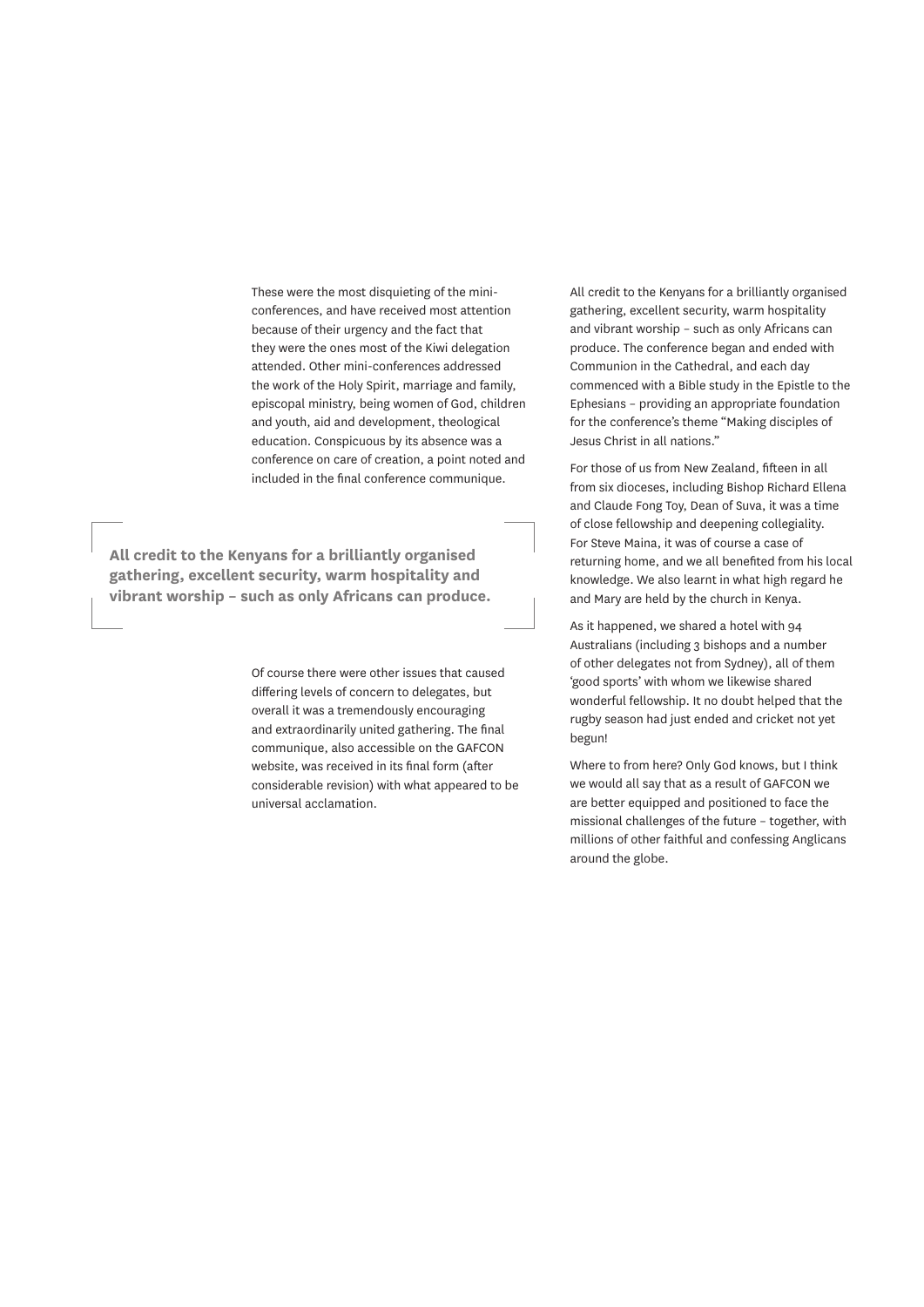These were the most disquieting of the mini-conferences, and have received most attention because of their urgency and the fact that they were the ones most of the Kiwi delegation attended. Other mini-conferences addressed the work of the Holy Spirit, marriage and family, episcopal ministry, being women of God, children and youth, aid and development, theological education. Conspicuous by its absence was a conference on care of creation, a point noted and included in the final conference communique.

> **All credit to the Kenyans for a brilliantly organised gathering, excellent security, warm hospitality and vibrant worship – such as only Africans can produce.**

Of course there were other issues that caused differing levels of concern to delegates, but overall it was a tremendously encouraging and extraordinarily united gathering. The final communique, also accessible on the GAFCON website, was received in its final form (after considerable revision) with what appeared to be universal acclamation.

All credit to the Kenyans for a brilliantly organised gathering, excellent security, warm hospitality and vibrant worship – such as only Africans can produce. The conference began and ended with Communion in the Cathedral, and each day commenced with a Bible study in the Epistle to the Ephesians – providing an appropriate foundation for the conference's theme "Making disciples of Jesus Christ in all nations."

For those of us from New Zealand, fifteen in all from six dioceses, including Bishop Richard Ellena and Claude Fong Toy, Dean of Suva, it was a time of close fellowship and deepening collegiality. For Steve Maina, it was of course a case of returning home, and we all benefited from his local knowledge. We also learnt in what high regard he and Mary are held by the church in Kenya.

As it happened, we shared a hotel with 94 Australians (including 3 bishops and a number of other delegates not from Sydney), all of them 'good sports' with whom we likewise shared wonderful fellowship. It no doubt helped that the rugby season had just ended and cricket not yet begun!

Where to from here? Only God knows, but I think we would all say that as a result of GAFCON we are better equipped and positioned to face the missional challenges of the future – together, with millions of other faithful and confessing Anglicans around the globe.